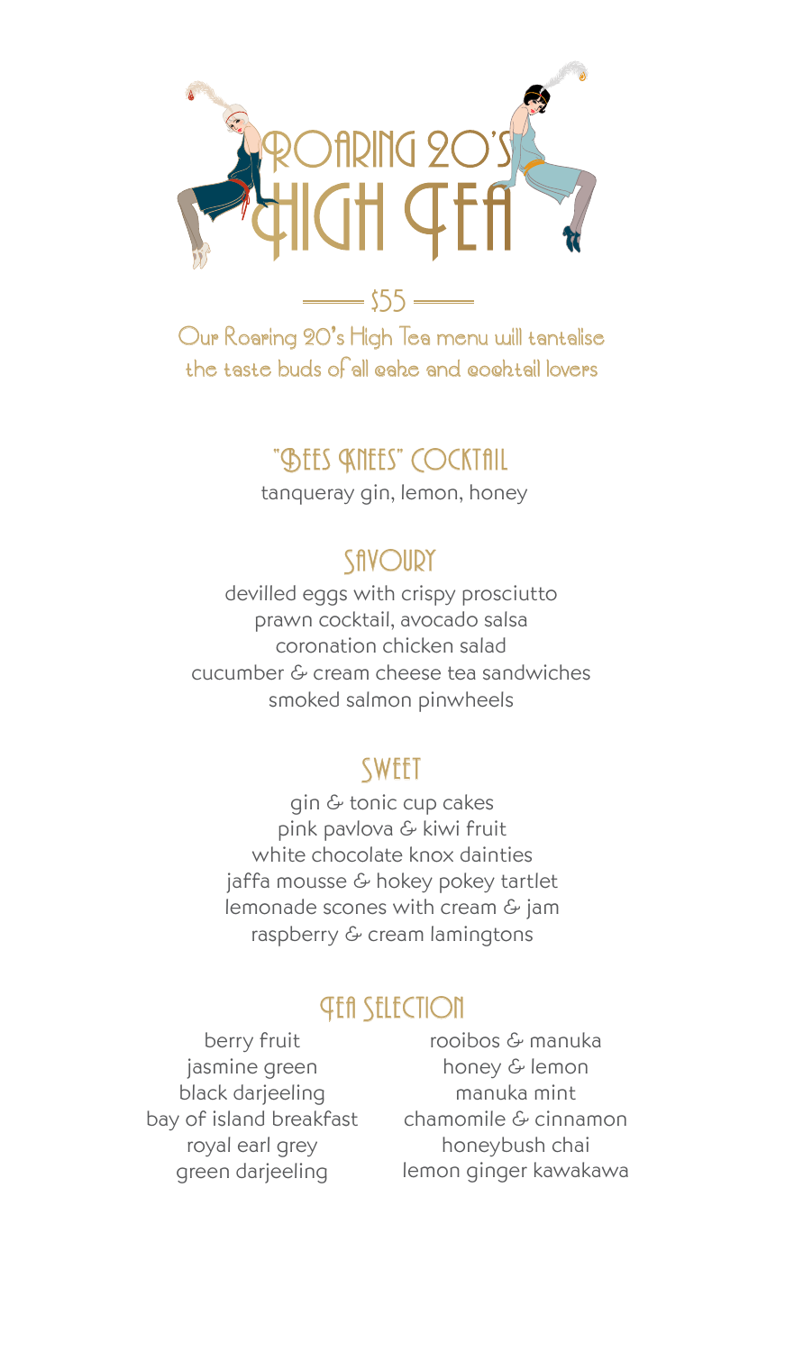# Roaring 20's High Tea

$55

Our Roaring 20's High Tea menu will tantalise the taste buds of all cake and cocktail lovers

## "Bees Knees" Cocktail

tanqueray gin, lemon, honey

## Savoury

devilled eggs with crispy prosciutto
prawn cocktail, avocado salsa
coronation chicken salad
cucumber & cream cheese tea sandwiches
smoked salmon pinwheels

## Sweet

gin & tonic cup cakes
pink pavlova & kiwi fruit
white chocolate knox dainties
jaffa mousse & hokey pokey tartlet
lemonade scones with cream & jam
raspberry & cream lamingtons

## Tea Selection

berry fruit
jasmine green
black darjeeling
bay of island breakfast
royal earl grey
green darjeeling
rooibos & manuka
honey & lemon
manuka mint
chamomile & cinnamon
honeybush chai
lemon ginger kawakawa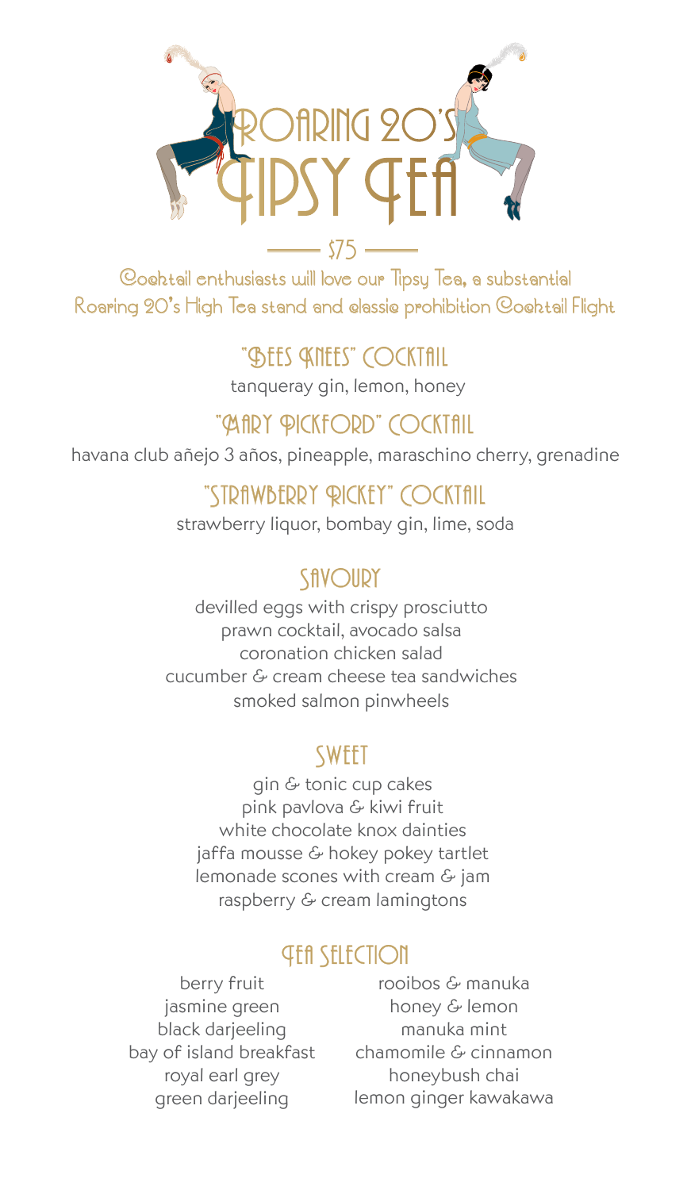# Roaring 20's Tipsy Tea

$75

Cocktail enthusiasts will love our Tipsy Tea, a substantial Roaring 20's High Tea stand and classic prohibition Cocktail Flight

## "Bees Knees" Cocktail

tanqueray gin, lemon, honey

## "Mary Pickford" Cocktail

havana club añejo 3 años, pineapple, maraschino cherry, grenadine

## "Strawberry Rickey" Cocktail

strawberry liquor, bombay gin, lime, soda

## Savoury

devilled eggs with crispy prosciutto
prawn cocktail, avocado salsa
coronation chicken salad
cucumber & cream cheese tea sandwiches
smoked salmon pinwheels

## Sweet

gin & tonic cup cakes
pink pavlova & kiwi fruit
white chocolate knox dainties
jaffa mousse & hokey pokey tartlet
lemonade scones with cream & jam
raspberry & cream lamingtons

## Tea Selection

berry fruit
jasmine green
black darjeeling
bay of island breakfast
royal earl grey
green darjeeling
rooibos & manuka
honey & lemon
manuka mint
chamomile & cinnamon
honeybush chai
lemon ginger kawakawa